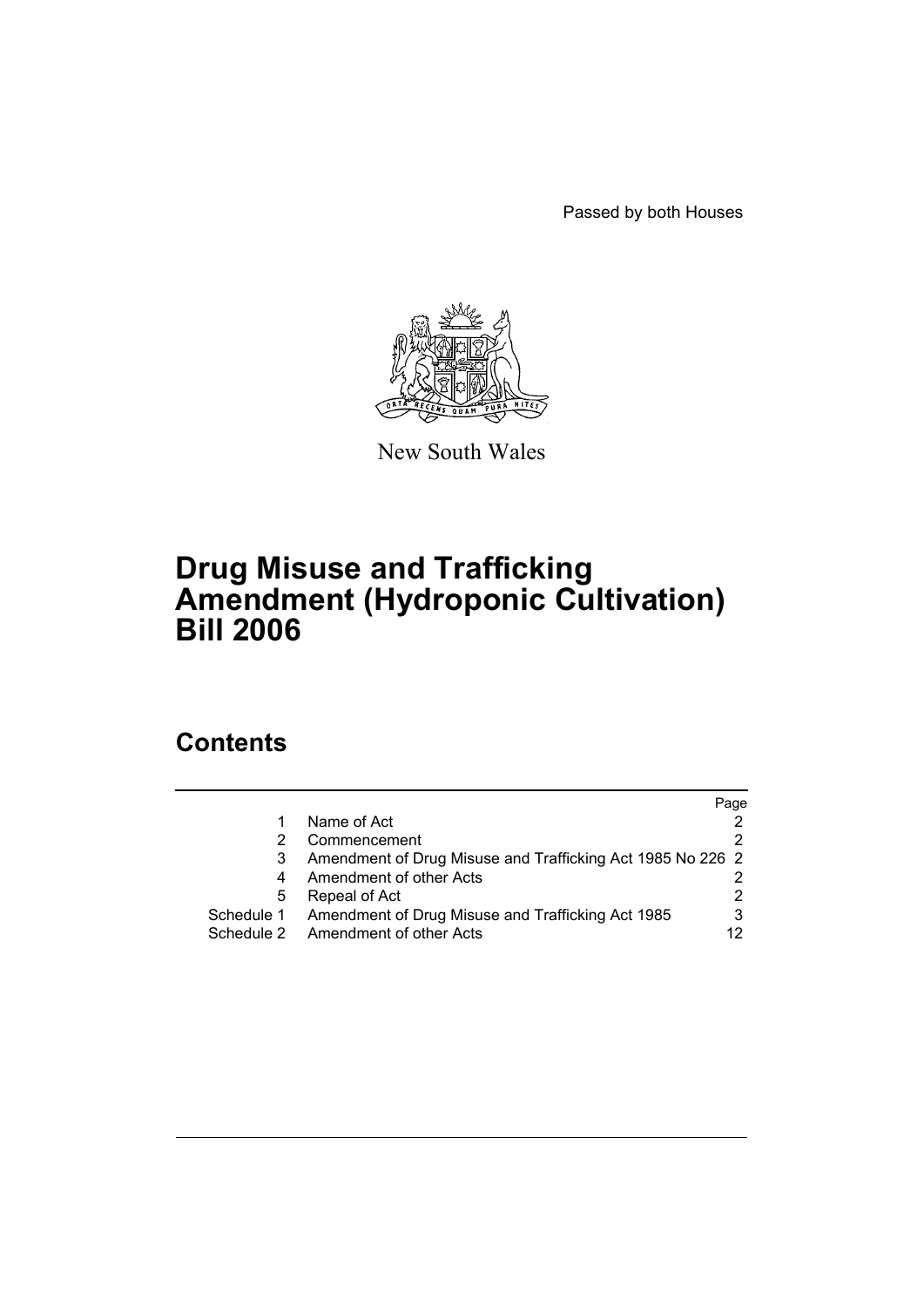Passed by both Houses

New South Wales

# Drug Misuse and Trafficking Amendment (Hydroponic Cultivation) Bill 2006

## Contents

| | | Page |
|---|---|---|
| 1 | Name of Act | 2 |
| 2 | Commencement | 2 |
| 3 | Amendment of Drug Misuse and Trafficking Act 1985 No 226 | 2 |
| 4 | Amendment of other Acts | 2 |
| 5 | Repeal of Act | 2 |
| Schedule 1 | Amendment of Drug Misuse and Trafficking Act 1985 | 3 |
| Schedule 2 | Amendment of other Acts | 12 |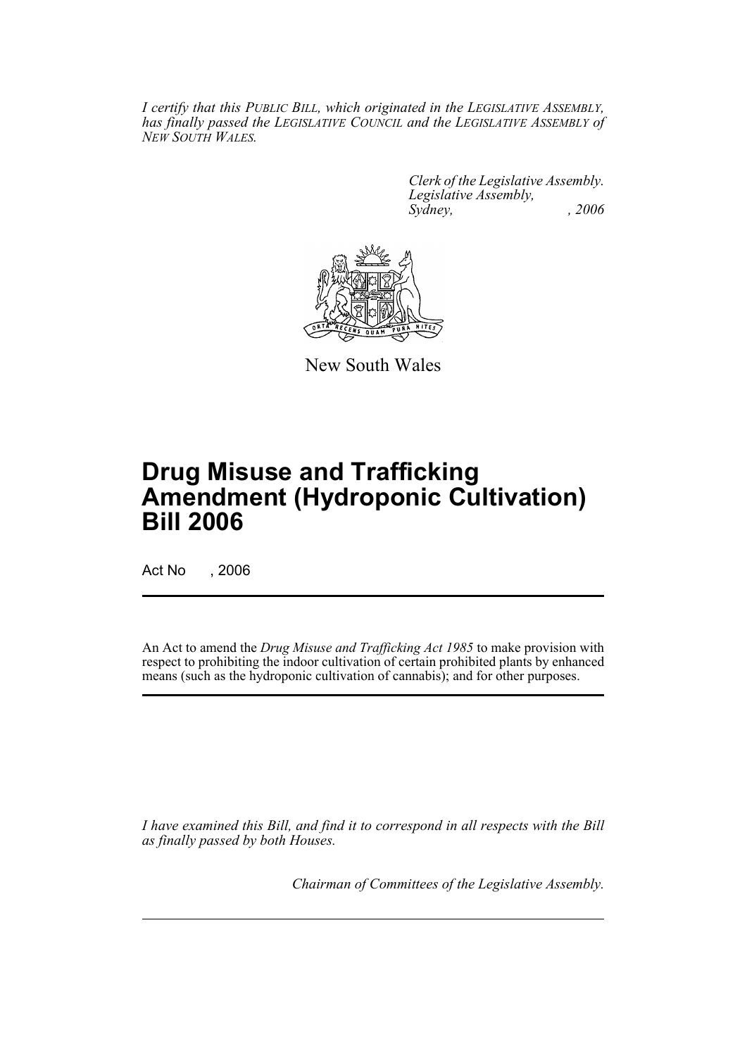*I certify that this PUBLIC BILL, which originated in the LEGISLATIVE ASSEMBLY, has finally passed the LEGISLATIVE COUNCIL and the LEGISLATIVE ASSEMBLY of NEW SOUTH WALES.*

*Clerk of the Legislative Assembly.*
*Legislative Assembly,*
*Sydney, , 2006*

New South Wales

# Drug Misuse and Trafficking Amendment (Hydroponic Cultivation) Bill 2006

Act No , 2006

An Act to amend the *Drug Misuse and Trafficking Act 1985* to make provision with respect to prohibiting the indoor cultivation of certain prohibited plants by enhanced means (such as the hydroponic cultivation of cannabis); and for other purposes.

*I have examined this Bill, and find it to correspond in all respects with the Bill as finally passed by both Houses.*

*Chairman of Committees of the Legislative Assembly.*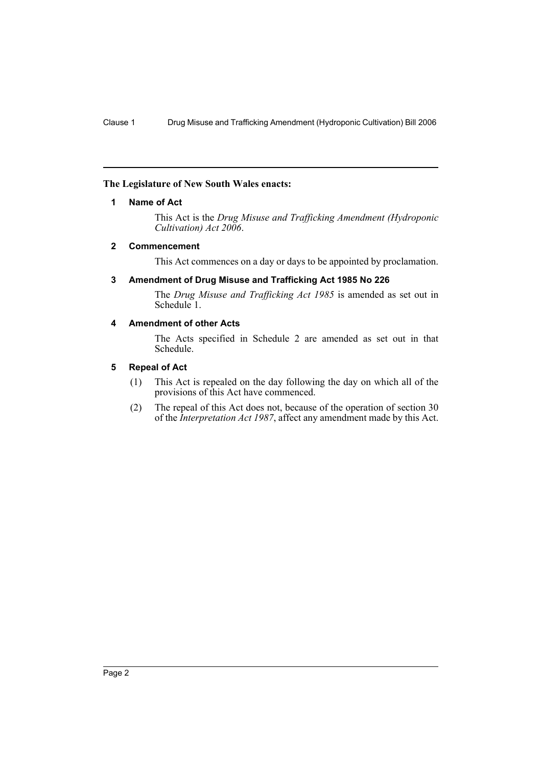**The Legislature of New South Wales enacts:**

### 1 Name of Act

This Act is the *Drug Misuse and Trafficking Amendment (Hydroponic Cultivation) Act 2006*.

### 2 Commencement

This Act commences on a day or days to be appointed by proclamation.

### 3 Amendment of Drug Misuse and Trafficking Act 1985 No 226

The *Drug Misuse and Trafficking Act 1985* is amended as set out in Schedule 1.

### 4 Amendment of other Acts

The Acts specified in Schedule 2 are amended as set out in that Schedule.

### 5 Repeal of Act

(1) This Act is repealed on the day following the day on which all of the provisions of this Act have commenced.

(2) The repeal of this Act does not, because of the operation of section 30 of the *Interpretation Act 1987*, affect any amendment made by this Act.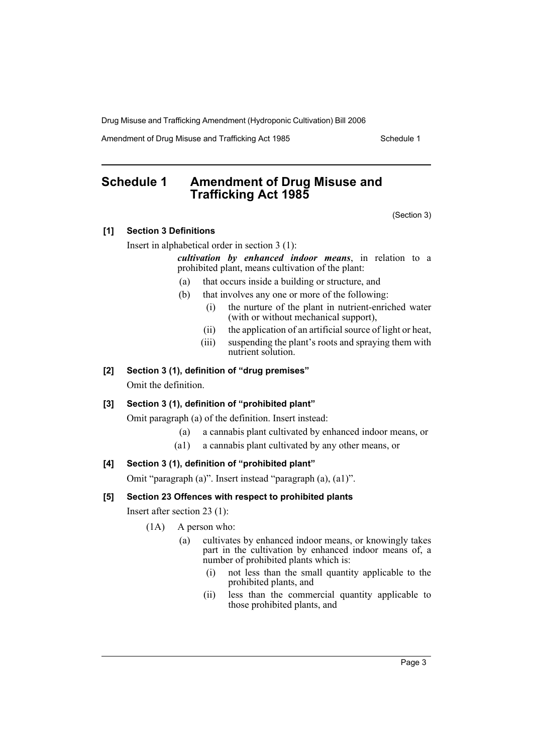# Schedule 1 Amendment of Drug Misuse and Trafficking Act 1985

(Section 3)

### [1] Section 3 Definitions

Insert in alphabetical order in section 3 (1):

> ***cultivation by enhanced indoor means***, in relation to a prohibited plant, means cultivation of the plant:
>
> (a) that occurs inside a building or structure, and
>
> (b) that involves any one or more of the following:
>
> (i) the nurture of the plant in nutrient-enriched water (with or without mechanical support),
>
> (ii) the application of an artificial source of light or heat,
>
> (iii) suspending the plant's roots and spraying them with nutrient solution.

### [2] Section 3 (1), definition of "drug premises"

Omit the definition.

### [3] Section 3 (1), definition of "prohibited plant"

Omit paragraph (a) of the definition. Insert instead:

> (a) a cannabis plant cultivated by enhanced indoor means, or
>
> (a1) a cannabis plant cultivated by any other means, or

### [4] Section 3 (1), definition of "prohibited plant"

Omit "paragraph (a)". Insert instead "paragraph (a), (a1)".

### [5] Section 23 Offences with respect to prohibited plants

Insert after section 23 (1):

> (1A) A person who:
>
> (a) cultivates by enhanced indoor means, or knowingly takes part in the cultivation by enhanced indoor means of, a number of prohibited plants which is:
>
> (i) not less than the small quantity applicable to the prohibited plants, and
>
> (ii) less than the commercial quantity applicable to those prohibited plants, and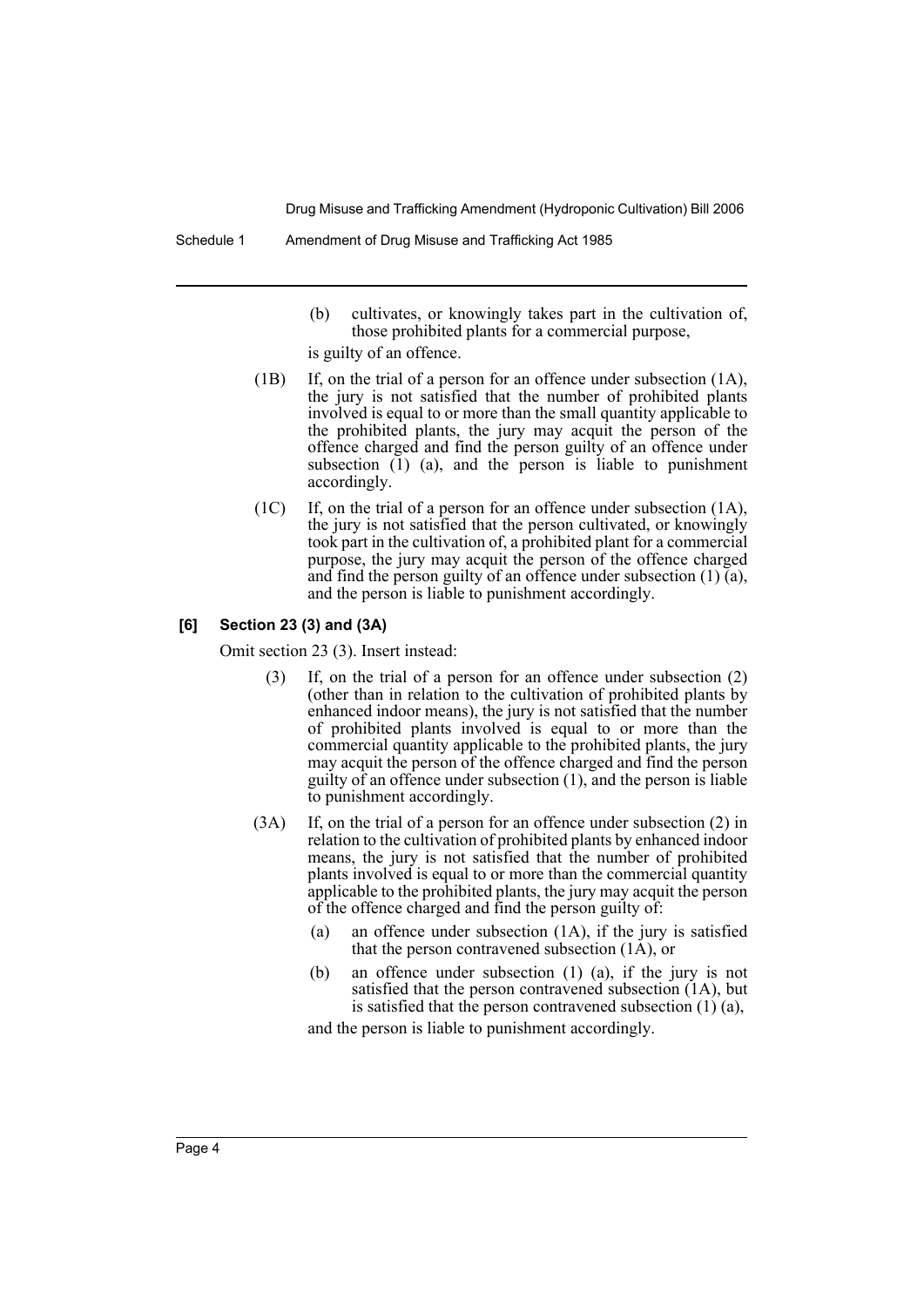(b) cultivates, or knowingly takes part in the cultivation of, those prohibited plants for a commercial purpose,

is guilty of an offence.

(1B) If, on the trial of a person for an offence under subsection (1A), the jury is not satisfied that the number of prohibited plants involved is equal to or more than the small quantity applicable to the prohibited plants, the jury may acquit the person of the offence charged and find the person guilty of an offence under subsection (1) (a), and the person is liable to punishment accordingly.

(1C) If, on the trial of a person for an offence under subsection (1A), the jury is not satisfied that the person cultivated, or knowingly took part in the cultivation of, a prohibited plant for a commercial purpose, the jury may acquit the person of the offence charged and find the person guilty of an offence under subsection (1) (a), and the person is liable to punishment accordingly.

#### [6] Section 23 (3) and (3A)

Omit section 23 (3). Insert instead:

(3) If, on the trial of a person for an offence under subsection (2) (other than in relation to the cultivation of prohibited plants by enhanced indoor means), the jury is not satisfied that the number of prohibited plants involved is equal to or more than the commercial quantity applicable to the prohibited plants, the jury may acquit the person of the offence charged and find the person guilty of an offence under subsection (1), and the person is liable to punishment accordingly.

(3A) If, on the trial of a person for an offence under subsection (2) in relation to the cultivation of prohibited plants by enhanced indoor means, the jury is not satisfied that the number of prohibited plants involved is equal to or more than the commercial quantity applicable to the prohibited plants, the jury may acquit the person of the offence charged and find the person guilty of:

(a) an offence under subsection (1A), if the jury is satisfied that the person contravened subsection (1A), or

(b) an offence under subsection (1) (a), if the jury is not satisfied that the person contravened subsection (1A), but is satisfied that the person contravened subsection (1) (a),

and the person is liable to punishment accordingly.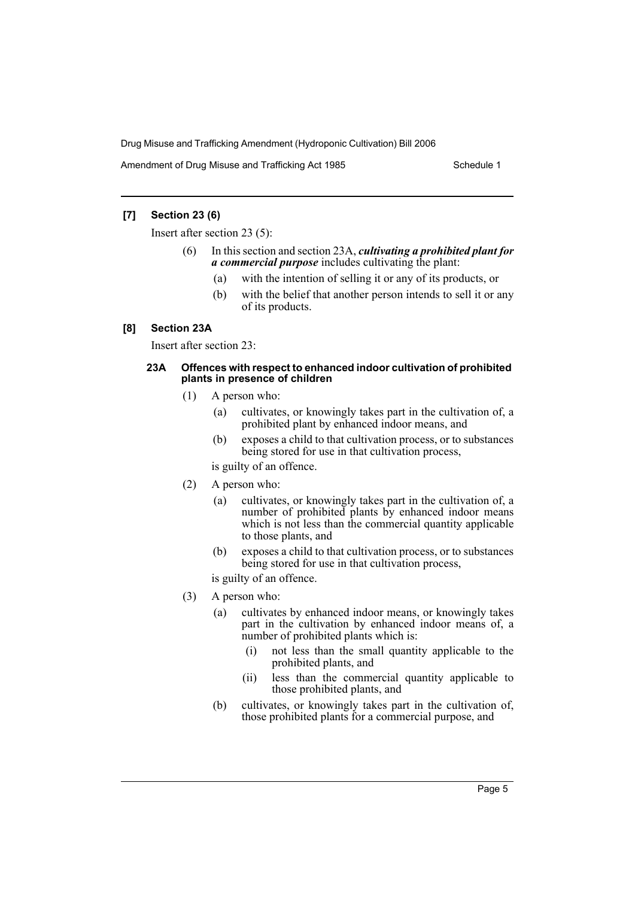**[7] Section 23 (6)**

Insert after section 23 (5):

(6) In this section and section 23A, ***cultivating a prohibited plant for a commercial purpose*** includes cultivating the plant:

(a) with the intention of selling it or any of its products, or

(b) with the belief that another person intends to sell it or any of its products.

**[8] Section 23A**

Insert after section 23:

**23A Offences with respect to enhanced indoor cultivation of prohibited plants in presence of children**

(1) A person who:

(a) cultivates, or knowingly takes part in the cultivation of, a prohibited plant by enhanced indoor means, and

(b) exposes a child to that cultivation process, or to substances being stored for use in that cultivation process,

is guilty of an offence.

(2) A person who:

(a) cultivates, or knowingly takes part in the cultivation of, a number of prohibited plants by enhanced indoor means which is not less than the commercial quantity applicable to those plants, and

(b) exposes a child to that cultivation process, or to substances being stored for use in that cultivation process,

is guilty of an offence.

(3) A person who:

(a) cultivates by enhanced indoor means, or knowingly takes part in the cultivation by enhanced indoor means of, a number of prohibited plants which is:

(i) not less than the small quantity applicable to the prohibited plants, and

(ii) less than the commercial quantity applicable to those prohibited plants, and

(b) cultivates, or knowingly takes part in the cultivation of, those prohibited plants for a commercial purpose, and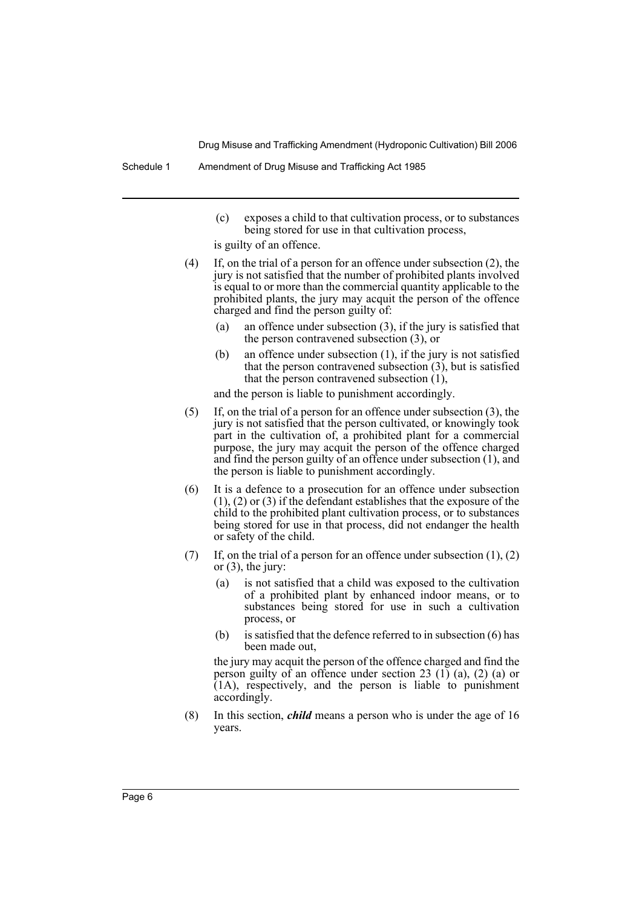(c) exposes a child to that cultivation process, or to substances being stored for use in that cultivation process,

is guilty of an offence.

(4) If, on the trial of a person for an offence under subsection (2), the jury is not satisfied that the number of prohibited plants involved is equal to or more than the commercial quantity applicable to the prohibited plants, the jury may acquit the person of the offence charged and find the person guilty of:

- (a) an offence under subsection (3), if the jury is satisfied that the person contravened subsection (3), or
- (b) an offence under subsection (1), if the jury is not satisfied that the person contravened subsection (3), but is satisfied that the person contravened subsection (1),

and the person is liable to punishment accordingly.

(5) If, on the trial of a person for an offence under subsection (3), the jury is not satisfied that the person cultivated, or knowingly took part in the cultivation of, a prohibited plant for a commercial purpose, the jury may acquit the person of the offence charged and find the person guilty of an offence under subsection (1), and the person is liable to punishment accordingly.

(6) It is a defence to a prosecution for an offence under subsection (1), (2) or (3) if the defendant establishes that the exposure of the child to the prohibited plant cultivation process, or to substances being stored for use in that process, did not endanger the health or safety of the child.

(7) If, on the trial of a person for an offence under subsection (1), (2) or (3), the jury:

- (a) is not satisfied that a child was exposed to the cultivation of a prohibited plant by enhanced indoor means, or to substances being stored for use in such a cultivation process, or
- (b) is satisfied that the defence referred to in subsection (6) has been made out,

the jury may acquit the person of the offence charged and find the person guilty of an offence under section 23 (1) (a), (2) (a) or (1A), respectively, and the person is liable to punishment accordingly.

(8) In this section, ***child*** means a person who is under the age of 16 years.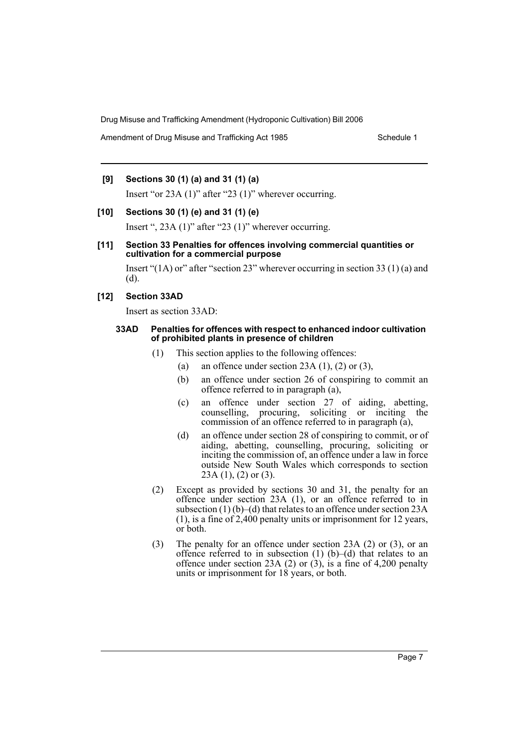**[9] Sections 30 (1) (a) and 31 (1) (a)**

Insert "or 23A (1)" after "23 (1)" wherever occurring.

**[10] Sections 30 (1) (e) and 31 (1) (e)**

Insert ", 23A (1)" after "23 (1)" wherever occurring.

**[11] Section 33 Penalties for offences involving commercial quantities or cultivation for a commercial purpose**

Insert "(1A) or" after "section 23" wherever occurring in section 33 (1) (a) and (d).

**[12] Section 33AD**

Insert as section 33AD:

**33AD Penalties for offences with respect to enhanced indoor cultivation of prohibited plants in presence of children**

(1) This section applies to the following offences:

- (a) an offence under section 23A (1), (2) or (3),
- (b) an offence under section 26 of conspiring to commit an offence referred to in paragraph (a),
- (c) an offence under section 27 of aiding, abetting, counselling, procuring, soliciting or inciting the commission of an offence referred to in paragraph (a),
- (d) an offence under section 28 of conspiring to commit, or of aiding, abetting, counselling, procuring, soliciting or inciting the commission of, an offence under a law in force outside New South Wales which corresponds to section 23A (1), (2) or (3).

(2) Except as provided by sections 30 and 31, the penalty for an offence under section 23A (1), or an offence referred to in subsection (1) (b)–(d) that relates to an offence under section 23A (1), is a fine of 2,400 penalty units or imprisonment for 12 years, or both.

(3) The penalty for an offence under section 23A (2) or (3), or an offence referred to in subsection (1) (b)–(d) that relates to an offence under section 23A (2) or (3), is a fine of 4,200 penalty units or imprisonment for 18 years, or both.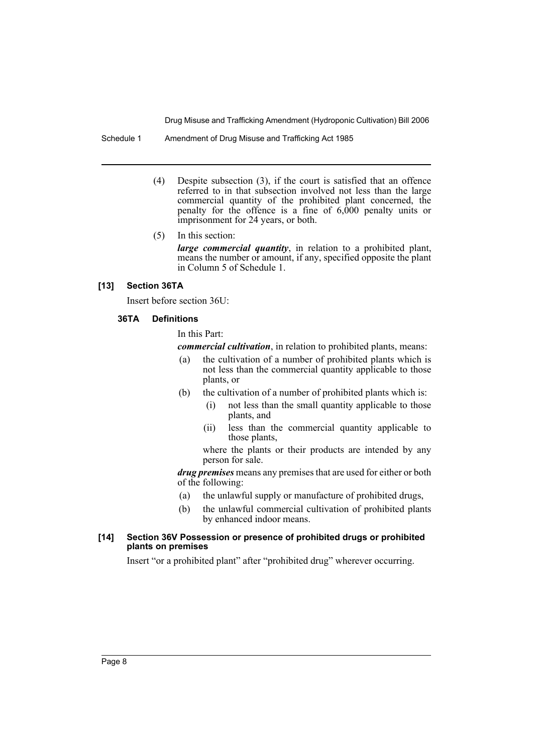(4) Despite subsection (3), if the court is satisfied that an offence referred to in that subsection involved not less than the large commercial quantity of the prohibited plant concerned, the penalty for the offence is a fine of 6,000 penalty units or imprisonment for 24 years, or both.

(5) In this section:

***large commercial quantity***, in relation to a prohibited plant, means the number or amount, if any, specified opposite the plant in Column 5 of Schedule 1.

#### [13] Section 36TA

Insert before section 36U:

##### 36TA Definitions

In this Part:

***commercial cultivation***, in relation to prohibited plants, means:

- (a) the cultivation of a number of prohibited plants which is not less than the commercial quantity applicable to those plants, or
- (b) the cultivation of a number of prohibited plants which is:
  - (i) not less than the small quantity applicable to those plants, and
  - (ii) less than the commercial quantity applicable to those plants,

  where the plants or their products are intended by any person for sale.

***drug premises*** means any premises that are used for either or both of the following:

- (a) the unlawful supply or manufacture of prohibited drugs,
- (b) the unlawful commercial cultivation of prohibited plants by enhanced indoor means.

#### [14] Section 36V Possession or presence of prohibited drugs or prohibited plants on premises

Insert "or a prohibited plant" after "prohibited drug" wherever occurring.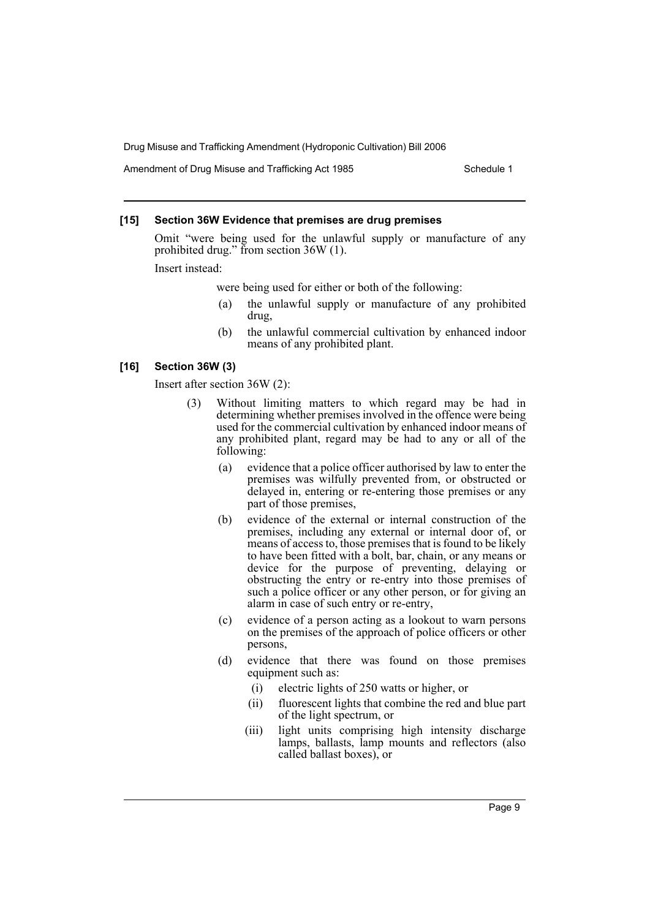**[15] Section 36W Evidence that premises are drug premises**

Omit "were being used for the unlawful supply or manufacture of any prohibited drug." from section 36W (1).

Insert instead:

were being used for either or both of the following:

- (a) the unlawful supply or manufacture of any prohibited drug,
- (b) the unlawful commercial cultivation by enhanced indoor means of any prohibited plant.

**[16] Section 36W (3)**

Insert after section 36W (2):

(3) Without limiting matters to which regard may be had in determining whether premises involved in the offence were being used for the commercial cultivation by enhanced indoor means of any prohibited plant, regard may be had to any or all of the following:

- (a) evidence that a police officer authorised by law to enter the premises was wilfully prevented from, or obstructed or delayed in, entering or re-entering those premises or any part of those premises,
- (b) evidence of the external or internal construction of the premises, including any external or internal door of, or means of access to, those premises that is found to be likely to have been fitted with a bolt, bar, chain, or any means or device for the purpose of preventing, delaying or obstructing the entry or re-entry into those premises of such a police officer or any other person, or for giving an alarm in case of such entry or re-entry,
- (c) evidence of a person acting as a lookout to warn persons on the premises of the approach of police officers or other persons,
- (d) evidence that there was found on those premises equipment such as:
  - (i) electric lights of 250 watts or higher, or
  - (ii) fluorescent lights that combine the red and blue part of the light spectrum, or
  - (iii) light units comprising high intensity discharge lamps, ballasts, lamp mounts and reflectors (also called ballast boxes), or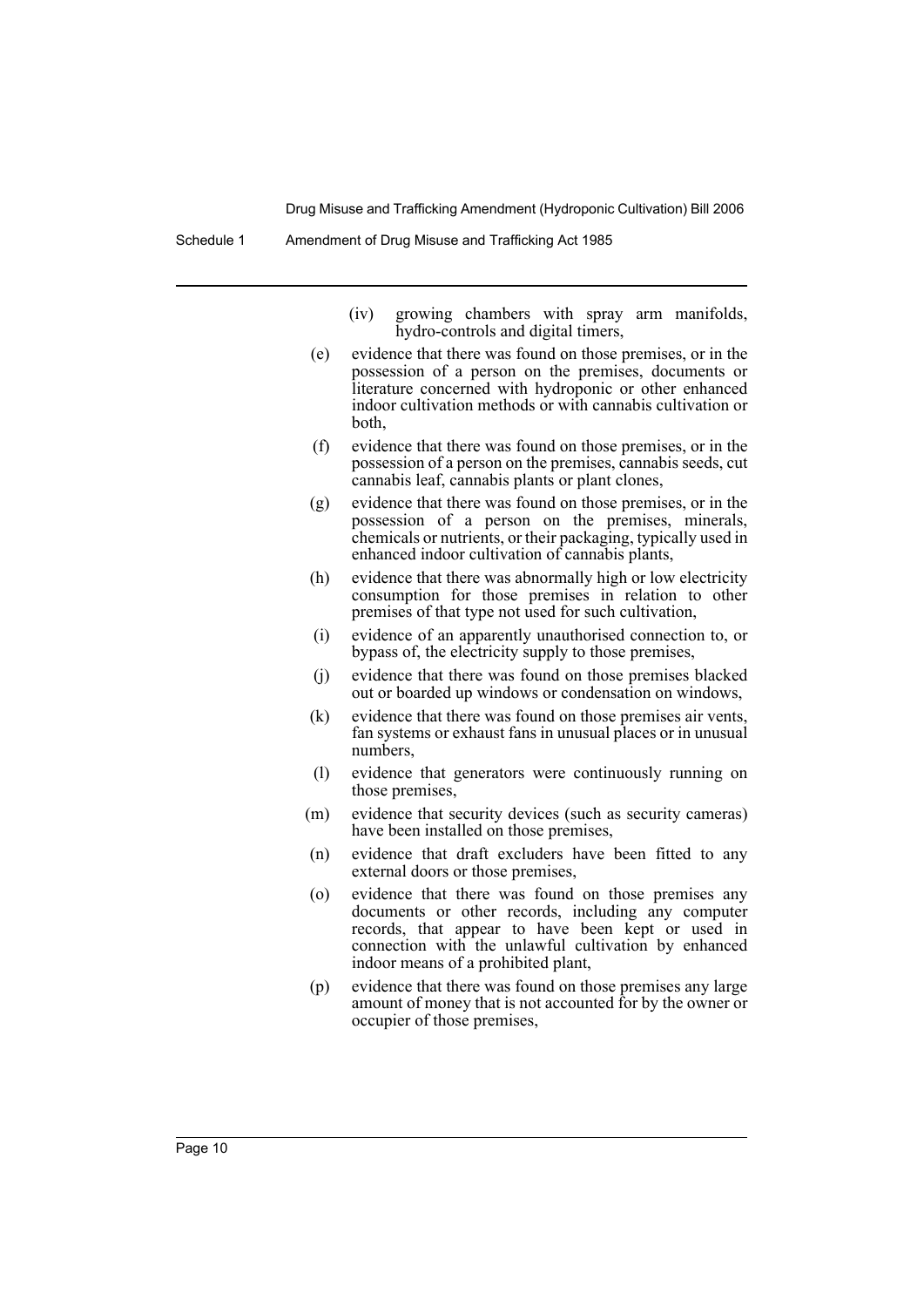(iv) growing chambers with spray arm manifolds, hydro-controls and digital timers,

(e) evidence that there was found on those premises, or in the possession of a person on the premises, documents or literature concerned with hydroponic or other enhanced indoor cultivation methods or with cannabis cultivation or both,

(f) evidence that there was found on those premises, or in the possession of a person on the premises, cannabis seeds, cut cannabis leaf, cannabis plants or plant clones,

(g) evidence that there was found on those premises, or in the possession of a person on the premises, minerals, chemicals or nutrients, or their packaging, typically used in enhanced indoor cultivation of cannabis plants,

(h) evidence that there was abnormally high or low electricity consumption for those premises in relation to other premises of that type not used for such cultivation,

(i) evidence of an apparently unauthorised connection to, or bypass of, the electricity supply to those premises,

(j) evidence that there was found on those premises blacked out or boarded up windows or condensation on windows,

(k) evidence that there was found on those premises air vents, fan systems or exhaust fans in unusual places or in unusual numbers,

(l) evidence that generators were continuously running on those premises,

(m) evidence that security devices (such as security cameras) have been installed on those premises,

(n) evidence that draft excluders have been fitted to any external doors or those premises,

(o) evidence that there was found on those premises any documents or other records, including any computer records, that appear to have been kept or used in connection with the unlawful cultivation by enhanced indoor means of a prohibited plant,

(p) evidence that there was found on those premises any large amount of money that is not accounted for by the owner or occupier of those premises,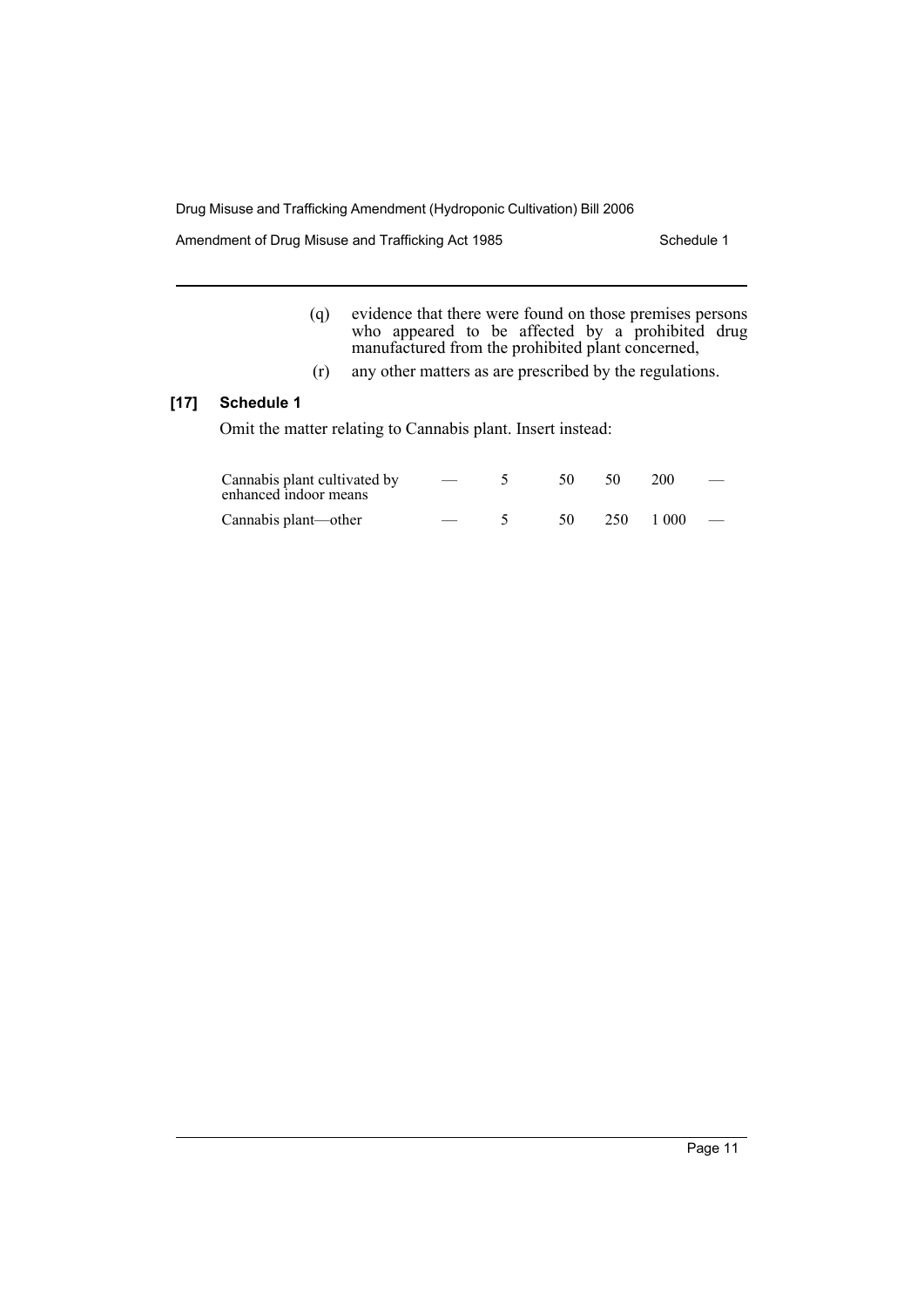(q) evidence that there were found on those premises persons who appeared to be affected by a prohibited drug manufactured from the prohibited plant concerned,

(r) any other matters as are prescribed by the regulations.

**[17] Schedule 1**

Omit the matter relating to Cannabis plant. Insert instead:

| | | | | | | |
|---|---|---|---|---|---|---|
| Cannabis plant cultivated by enhanced indoor means | — | 5 | 50 | 50 | 200 | — |
| Cannabis plant—other | — | 5 | 50 | 250 | 1 000 | — |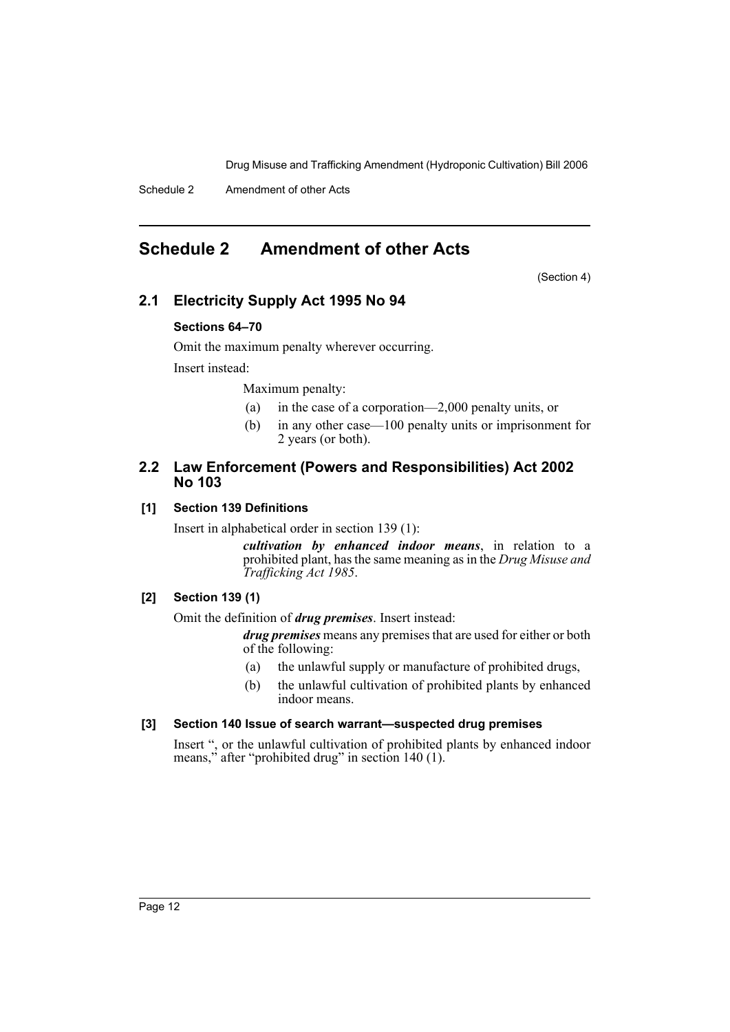# Schedule 2 Amendment of other Acts

(Section 4)

## 2.1 Electricity Supply Act 1995 No 94

### Sections 64–70

Omit the maximum penalty wherever occurring.

Insert instead:

Maximum penalty:

(a) in the case of a corporation—2,000 penalty units, or

(b) in any other case—100 penalty units or imprisonment for 2 years (or both).

## 2.2 Law Enforcement (Powers and Responsibilities) Act 2002 No 103

### [1] Section 139 Definitions

Insert in alphabetical order in section 139 (1):

> ***cultivation by enhanced indoor means***, in relation to a prohibited plant, has the same meaning as in the *Drug Misuse and Trafficking Act 1985*.

### [2] Section 139 (1)

Omit the definition of ***drug premises***. Insert instead:

> ***drug premises*** means any premises that are used for either or both of the following:
>
> (a) the unlawful supply or manufacture of prohibited drugs,
>
> (b) the unlawful cultivation of prohibited plants by enhanced indoor means.

### [3] Section 140 Issue of search warrant—suspected drug premises

Insert ", or the unlawful cultivation of prohibited plants by enhanced indoor means," after "prohibited drug" in section 140 (1).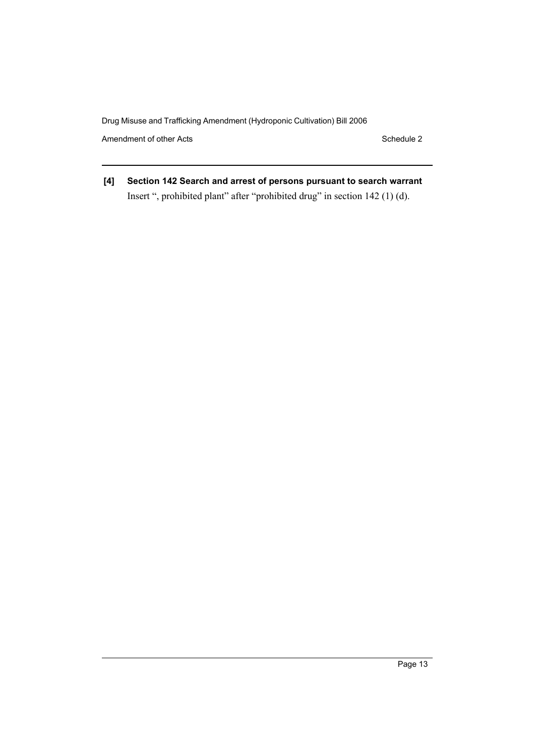**[4] Section 142 Search and arrest of persons pursuant to search warrant**

Insert ", prohibited plant" after "prohibited drug" in section 142 (1) (d).